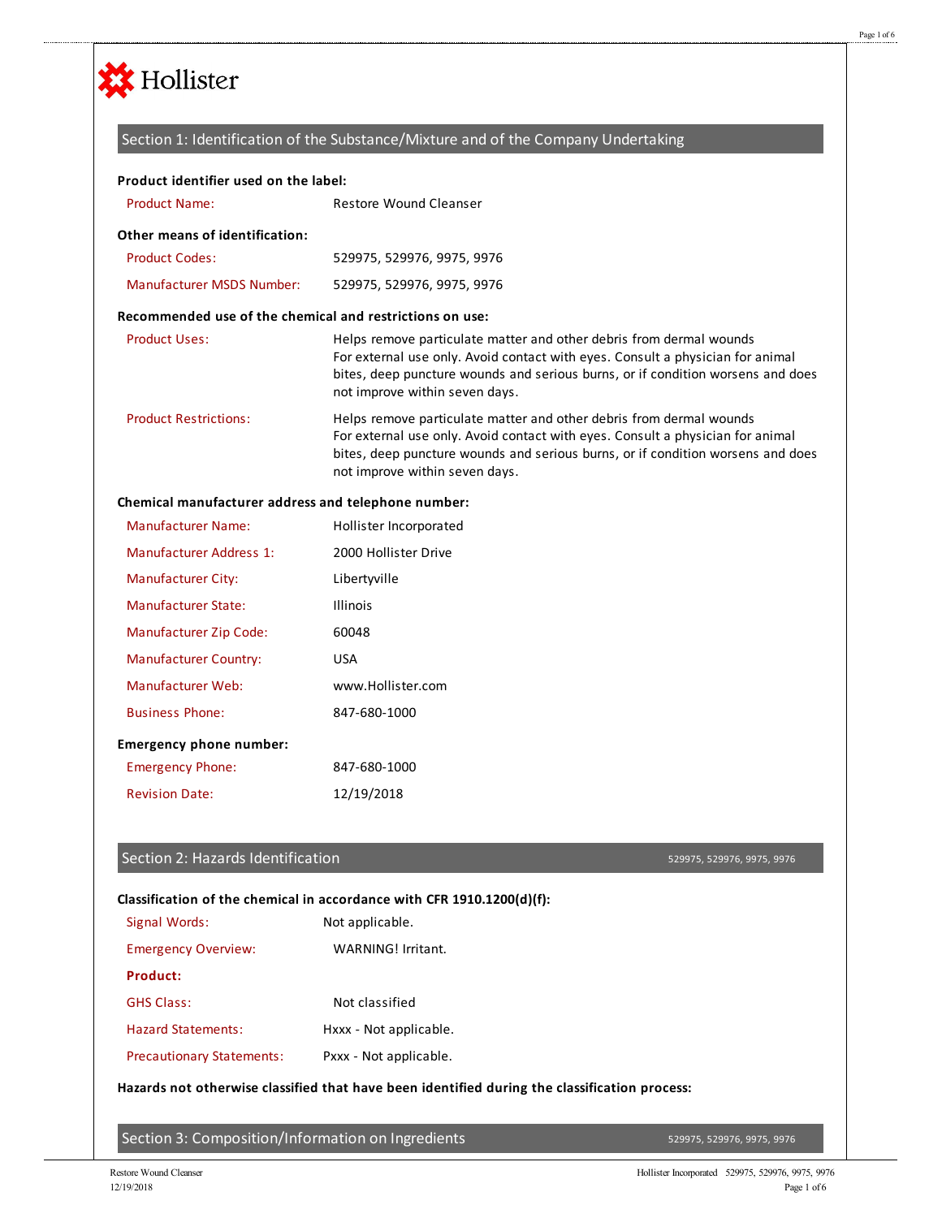Hollister

## Section 1: Identification of the Substance/Mixture and of the Company Undertaking

**Product identifier used on the label:**

| | |
|---|---|
| Product Name: | Restore Wound Cleanser |

**Other means of identification:**

| | |
|---|---|
| Product Codes: | 529975, 529976, 9975, 9976 |
| Manufacturer MSDS Number: | 529975, 529976, 9975, 9976 |

**Recommended use of the chemical and restrictions on use:**

| | |
|---|---|
| Product Uses: | Helps remove particulate matter and other debris from dermal wounds For external use only. Avoid contact with eyes. Consult a physician for animal bites, deep puncture wounds and serious burns, or if condition worsens and does not improve within seven days. |
| Product Restrictions: | Helps remove particulate matter and other debris from dermal wounds For external use only. Avoid contact with eyes. Consult a physician for animal bites, deep puncture wounds and serious burns, or if condition worsens and does not improve within seven days. |

**Chemical manufacturer address and telephone number:**

| | |
|---|---|
| Manufacturer Name: | Hollister Incorporated |
| Manufacturer Address 1: | 2000 Hollister Drive |
| Manufacturer City: | Libertyville |
| Manufacturer State: | Illinois |
| Manufacturer Zip Code: | 60048 |
| Manufacturer Country: | USA |
| Manufacturer Web: | www.Hollister.com |
| Business Phone: | 847-680-1000 |

**Emergency phone number:**

| | |
|---|---|
| Emergency Phone: | 847-680-1000 |
| Revision Date: | 12/19/2018 |

## Section 2: Hazards Identification

529975, 529976, 9975, 9976

**Classification of the chemical in accordance with CFR 1910.1200(d)(f):**

| | |
|---|---|
| Signal Words: | Not applicable. |
| Emergency Overview: | WARNING! Irritant. |

**Product:**

| | |
|---|---|
| GHS Class: | Not classified |
| Hazard Statements: | Hxxx - Not applicable. |
| Precautionary Statements: | Pxxx - Not applicable. |

**Hazards not otherwise classified that have been identified during the classification process:**

## Section 3: Composition/Information on Ingredients

529975, 529976, 9975, 9976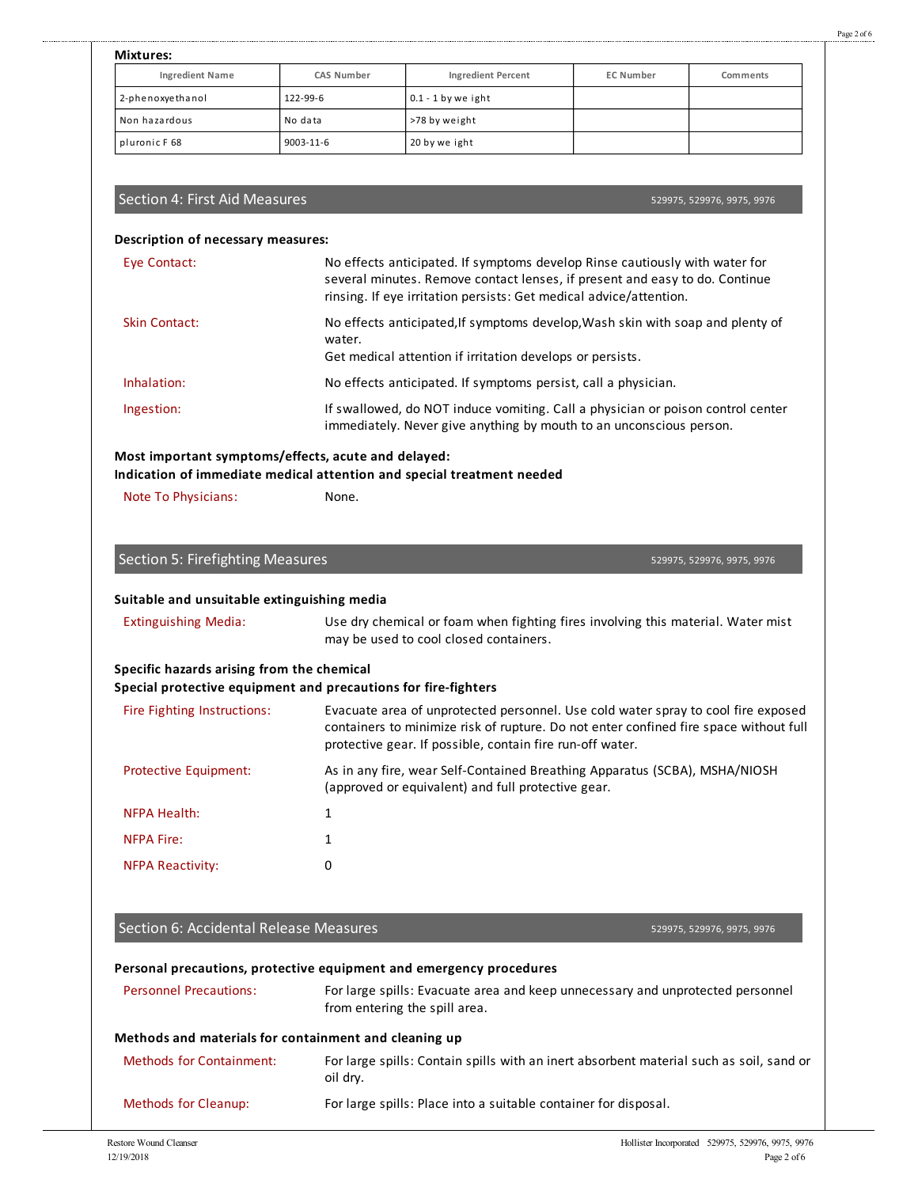**Mixtures:**

| Ingredient Name | CAS Number | Ingredient Percent | EC Number | Comments |
|---|---|---|---|---|
| 2-phenoxyethanol | 122-99-6 | 0.1 - 1 by we ight | | |
| Non hazardous | No data | >78 by weight | | |
| pluronic F 68 | 9003-11-6 | 20 by we ight | | |

## Section 4: First Aid Measures

529975, 529976, 9975, 9976

**Description of necessary measures:**

**Eye Contact:** No effects anticipated. If symptoms develop Rinse cautiously with water for several minutes. Remove contact lenses, if present and easy to do. Continue rinsing. If eye irritation persists: Get medical advice/attention.

**Skin Contact:** No effects anticipated,If symptoms develop,Wash skin with soap and plenty of water.
Get medical attention if irritation develops or persists.

**Inhalation:** No effects anticipated. If symptoms persist, call a physician.

**Ingestion:** If swallowed, do NOT induce vomiting. Call a physician or poison control center immediately. Never give anything by mouth to an unconscious person.

**Most important symptoms/effects, acute and delayed:**

**Indication of immediate medical attention and special treatment needed**

**Note To Physicians:** None.

## Section 5: Firefighting Measures

529975, 529976, 9975, 9976

**Suitable and unsuitable extinguishing media**

**Extinguishing Media:** Use dry chemical or foam when fighting fires involving this material. Water mist may be used to cool closed containers.

**Specific hazards arising from the chemical**

**Special protective equipment and precautions for fire-fighters**

**Fire Fighting Instructions:** Evacuate area of unprotected personnel. Use cold water spray to cool fire exposed containers to minimize risk of rupture. Do not enter confined fire space without full protective gear. If possible, contain fire run-off water.

**Protective Equipment:** As in any fire, wear Self-Contained Breathing Apparatus (SCBA), MSHA/NIOSH (approved or equivalent) and full protective gear.

**NFPA Health:** 1

**NFPA Fire:** 1

**NFPA Reactivity:** 0

## Section 6: Accidental Release Measures

529975, 529976, 9975, 9976

**Personal precautions, protective equipment and emergency procedures**

**Personnel Precautions:** For large spills: Evacuate area and keep unnecessary and unprotected personnel from entering the spill area.

**Methods and materials for containment and cleaning up**

**Methods for Containment:** For large spills: Contain spills with an inert absorbent material such as soil, sand or oil dry.

**Methods for Cleanup:** For large spills: Place into a suitable container for disposal.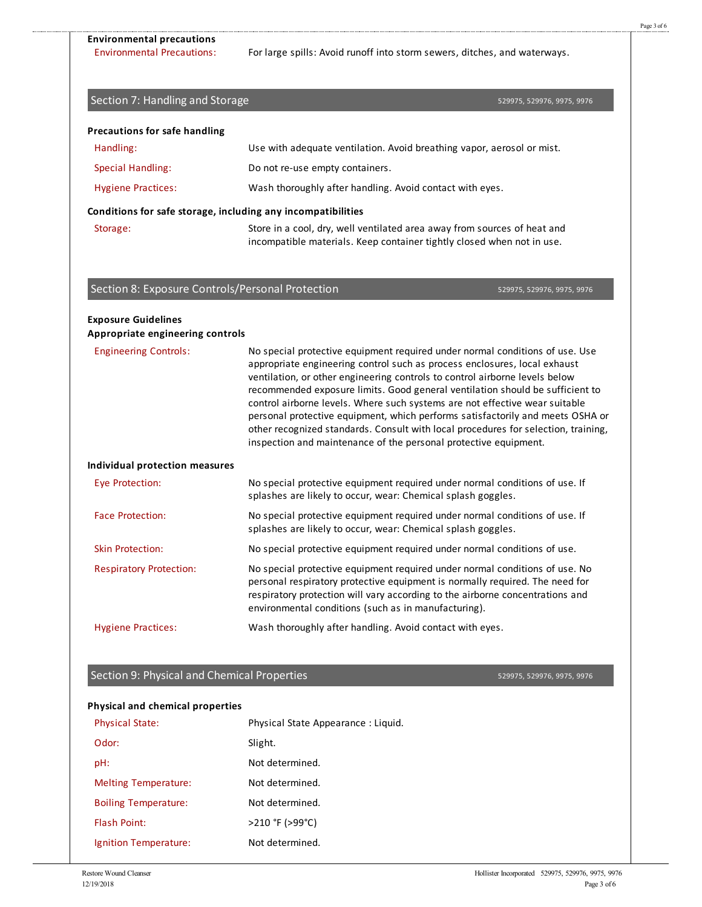**Environmental precautions**

| | |
|---|---|
| Environmental Precautions: | For large spills: Avoid runoff into storm sewers, ditches, and waterways. |

## Section 7: Handling and Storage

529975, 529976, 9975, 9976

**Precautions for safe handling**

| | |
|---|---|
| Handling: | Use with adequate ventilation. Avoid breathing vapor, aerosol or mist. |
| Special Handling: | Do not re-use empty containers. |
| Hygiene Practices: | Wash thoroughly after handling. Avoid contact with eyes. |

**Conditions for safe storage, including any incompatibilities**

| | |
|---|---|
| Storage: | Store in a cool, dry, well ventilated area away from sources of heat and incompatible materials. Keep container tightly closed when not in use. |

## Section 8: Exposure Controls/Personal Protection

529975, 529976, 9975, 9976

**Exposure Guidelines**

**Appropriate engineering controls**

| | |
|---|---|
| Engineering Controls: | No special protective equipment required under normal conditions of use. Use appropriate engineering control such as process enclosures, local exhaust ventilation, or other engineering controls to control airborne levels below recommended exposure limits. Good general ventilation should be sufficient to control airborne levels. Where such systems are not effective wear suitable personal protective equipment, which performs satisfactorily and meets OSHA or other recognized standards. Consult with local procedures for selection, training, inspection and maintenance of the personal protective equipment. |

**Individual protection measures**

| | |
|---|---|
| Eye Protection: | No special protective equipment required under normal conditions of use. If splashes are likely to occur, wear: Chemical splash goggles. |
| Face Protection: | No special protective equipment required under normal conditions of use. If splashes are likely to occur, wear: Chemical splash goggles. |
| Skin Protection: | No special protective equipment required under normal conditions of use. |
| Respiratory Protection: | No special protective equipment required under normal conditions of use. No personal respiratory protective equipment is normally required. The need for respiratory protection will vary according to the airborne concentrations and environmental conditions (such as in manufacturing). |
| Hygiene Practices: | Wash thoroughly after handling. Avoid contact with eyes. |

## Section 9: Physical and Chemical Properties

529975, 529976, 9975, 9976

**Physical and chemical properties**

| | |
|---|---|
| Physical State: | Physical State Appearance : Liquid. |
| Odor: | Slight. |
| pH: | Not determined. |
| Melting Temperature: | Not determined. |
| Boiling Temperature: | Not determined. |
| Flash Point: | >210 °F (>99°C) |
| Ignition Temperature: | Not determined. |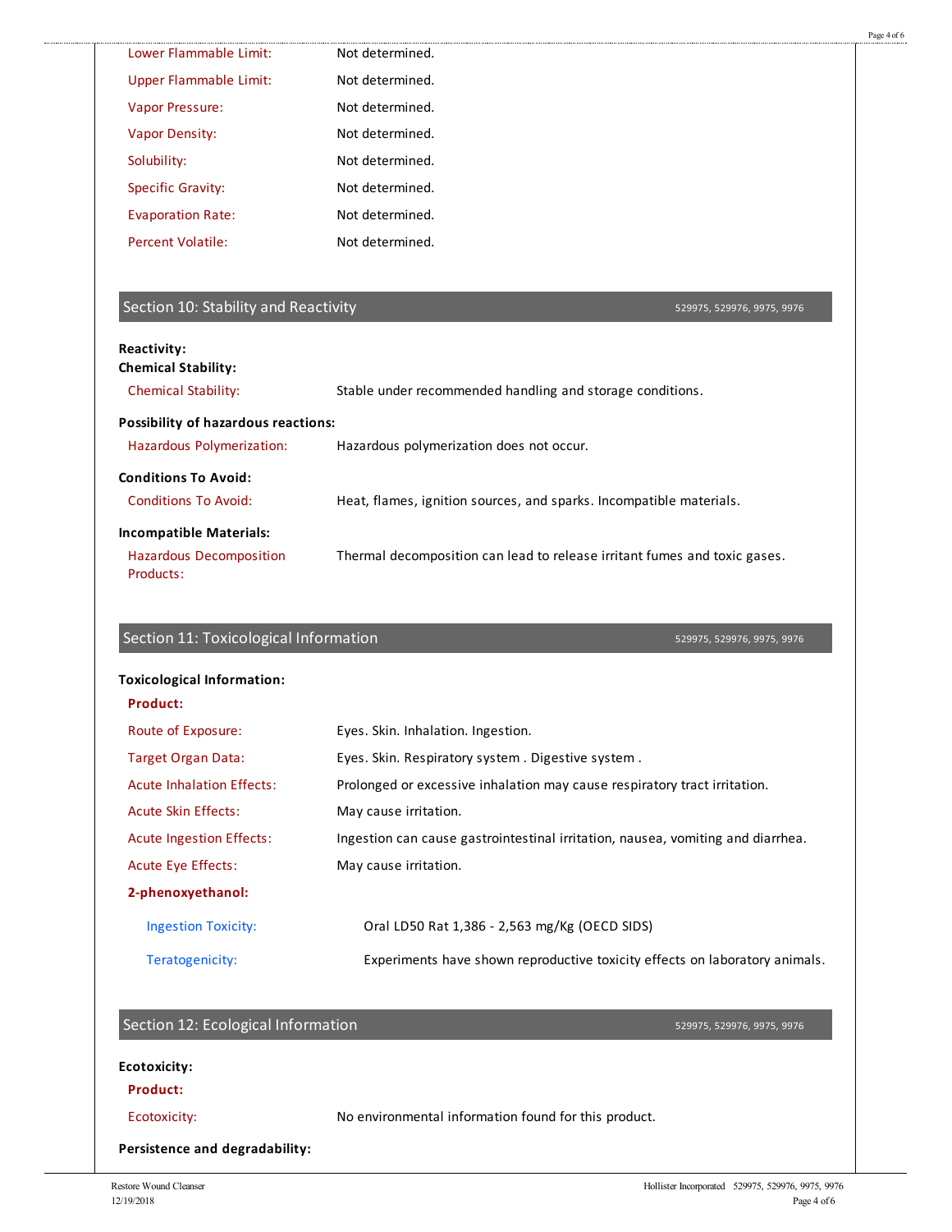| | |
|---|---|
| Lower Flammable Limit: | Not determined. |
| Upper Flammable Limit: | Not determined. |
| Vapor Pressure: | Not determined. |
| Vapor Density: | Not determined. |
| Solubility: | Not determined. |
| Specific Gravity: | Not determined. |
| Evaporation Rate: | Not determined. |
| Percent Volatile: | Not determined. |

## Section 10: Stability and Reactivity

529975, 529976, 9975, 9976

**Reactivity:**

**Chemical Stability:**

| | |
|---|---|
| Chemical Stability: | Stable under recommended handling and storage conditions. |

**Possibility of hazardous reactions:**

| | |
|---|---|
| Hazardous Polymerization: | Hazardous polymerization does not occur. |

**Conditions To Avoid:**

| | |
|---|---|
| Conditions To Avoid: | Heat, flames, ignition sources, and sparks. Incompatible materials. |

**Incompatible Materials:**

| | |
|---|---|
| Hazardous Decomposition Products: | Thermal decomposition can lead to release irritant fumes and toxic gases. |

## Section 11: Toxicological Information

529975, 529976, 9975, 9976

**Toxicological Information:**

**Product:**

| | |
|---|---|
| Route of Exposure: | Eyes. Skin. Inhalation. Ingestion. |
| Target Organ Data: | Eyes. Skin. Respiratory system . Digestive system . |
| Acute Inhalation Effects: | Prolonged or excessive inhalation may cause respiratory tract irritation. |
| Acute Skin Effects: | May cause irritation. |
| Acute Ingestion Effects: | Ingestion can cause gastrointestinal irritation, nausea, vomiting and diarrhea. |
| Acute Eye Effects: | May cause irritation. |

**2-phenoxyethanol:**

| | |
|---|---|
| Ingestion Toxicity: | Oral LD50 Rat 1,386 - 2,563 mg/Kg (OECD SIDS) |
| Teratogenicity: | Experiments have shown reproductive toxicity effects on laboratory animals. |

## Section 12: Ecological Information

529975, 529976, 9975, 9976

**Ecotoxicity:**

**Product:**

| | |
|---|---|
| Ecotoxicity: | No environmental information found for this product. |

**Persistence and degradability:**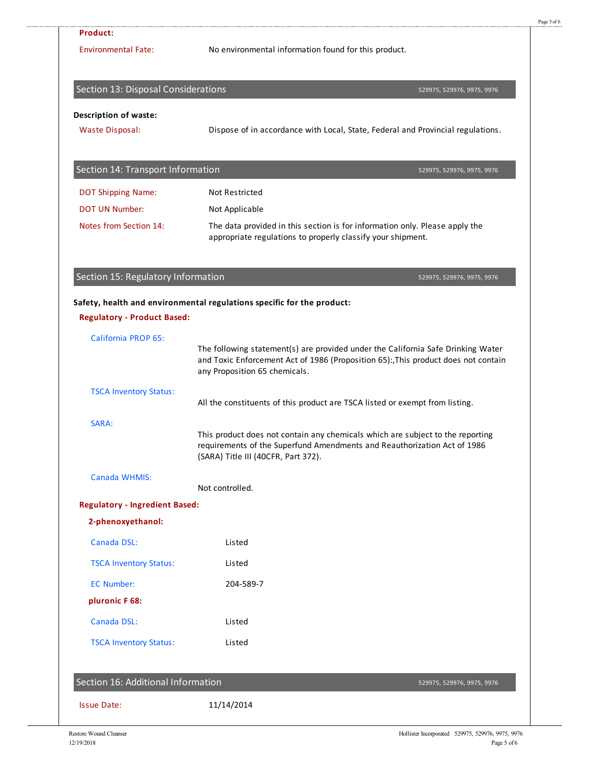**Product:**

Environmental Fate: No environmental information found for this product.

## Section 13: Disposal Considerations

529975, 529976, 9975, 9976

**Description of waste:**

Waste Disposal: Dispose of in accordance with Local, State, Federal and Provincial regulations.

## Section 14: Transport Information

529975, 529976, 9975, 9976

DOT Shipping Name: Not Restricted

DOT UN Number: Not Applicable

Notes from Section 14: The data provided in this section is for information only. Please apply the appropriate regulations to properly classify your shipment.

## Section 15: Regulatory Information

529975, 529976, 9975, 9976

**Safety, health and environmental regulations specific for the product:**

**Regulatory - Product Based:**

California PROP 65:

The following statement(s) are provided under the California Safe Drinking Water and Toxic Enforcement Act of 1986 (Proposition 65):,This product does not contain any Proposition 65 chemicals.

TSCA Inventory Status:

All the constituents of this product are TSCA listed or exempt from listing.

SARA:

This product does not contain any chemicals which are subject to the reporting requirements of the Superfund Amendments and Reauthorization Act of 1986 (SARA) Title III (40CFR, Part 372).

Canada WHMIS:

Not controlled.

**Regulatory - Ingredient Based:**

**2-phenoxyethanol:**

Canada DSL: Listed

TSCA Inventory Status: Listed

EC Number: 204-589-7

**pluronic F 68:**

Canada DSL: Listed

TSCA Inventory Status: Listed

## Section 16: Additional Information

529975, 529976, 9975, 9976

Issue Date: 11/14/2014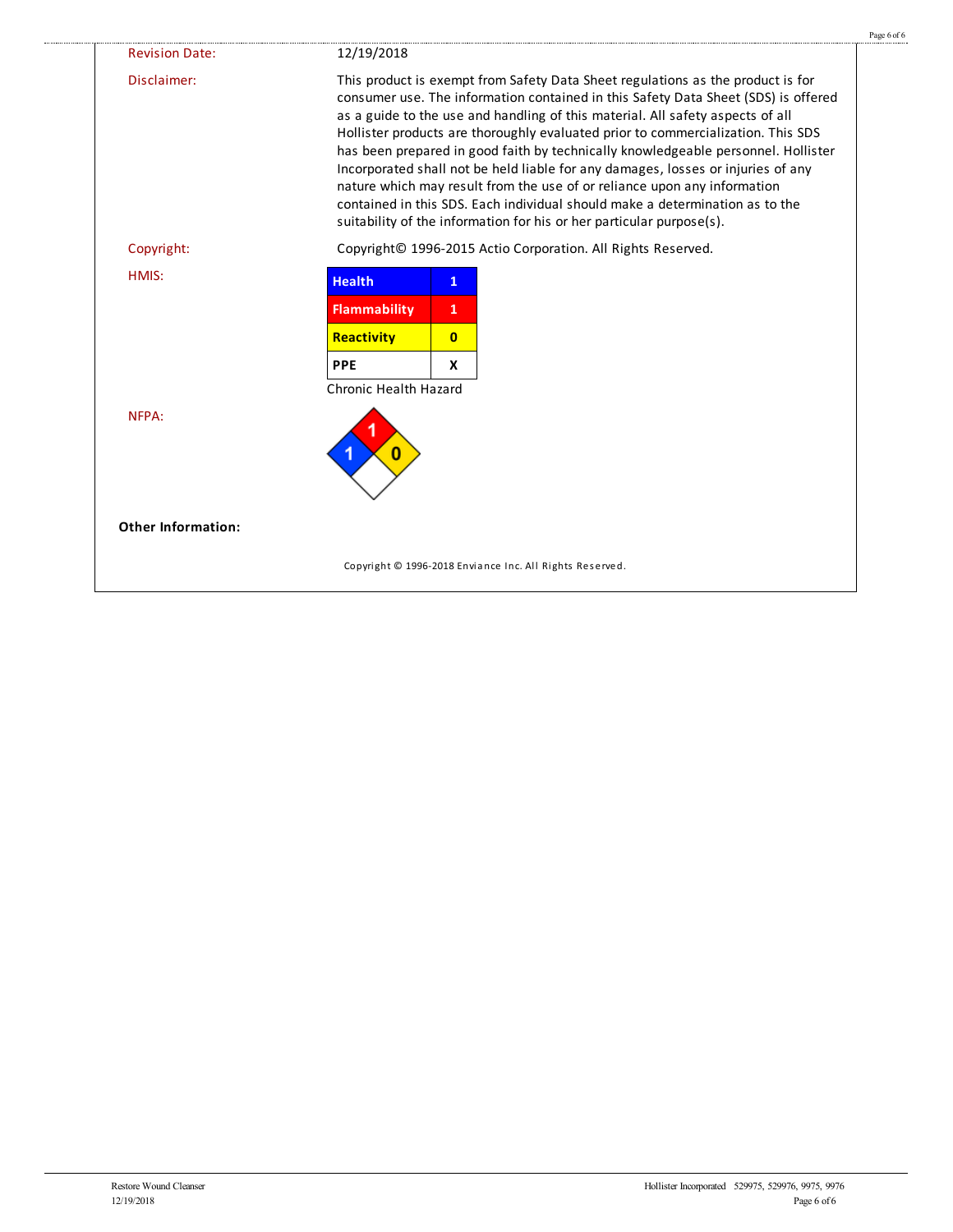Revision Date: 12/19/2018

Disclaimer: This product is exempt from Safety Data Sheet regulations as the product is for consumer use. The information contained in this Safety Data Sheet (SDS) is offered as a guide to the use and handling of this material. All safety aspects of all Hollister products are thoroughly evaluated prior to commercialization. This SDS has been prepared in good faith by technically knowledgeable personnel. Hollister Incorporated shall not be held liable for any damages, losses or injuries of any nature which may result from the use of or reliance upon any information contained in this SDS. Each individual should make a determination as to the suitability of the information for his or her particular purpose(s).

Copyright: Copyright© 1996-2015 Actio Corporation. All Rights Reserved.

HMIS:

| | |
|---|---|
| Health | 1 |
| Flammability | 1 |
| Reactivity | 0 |
| PPE | X |

Chronic Health Hazard

NFPA:

1
1
0

**Other Information:**

Copyright © 1996-2018 Enviance Inc. All Rights Reserved.

Restore Wound Cleanser
12/19/2018

Hollister Incorporated 529975, 529976, 9975, 9976